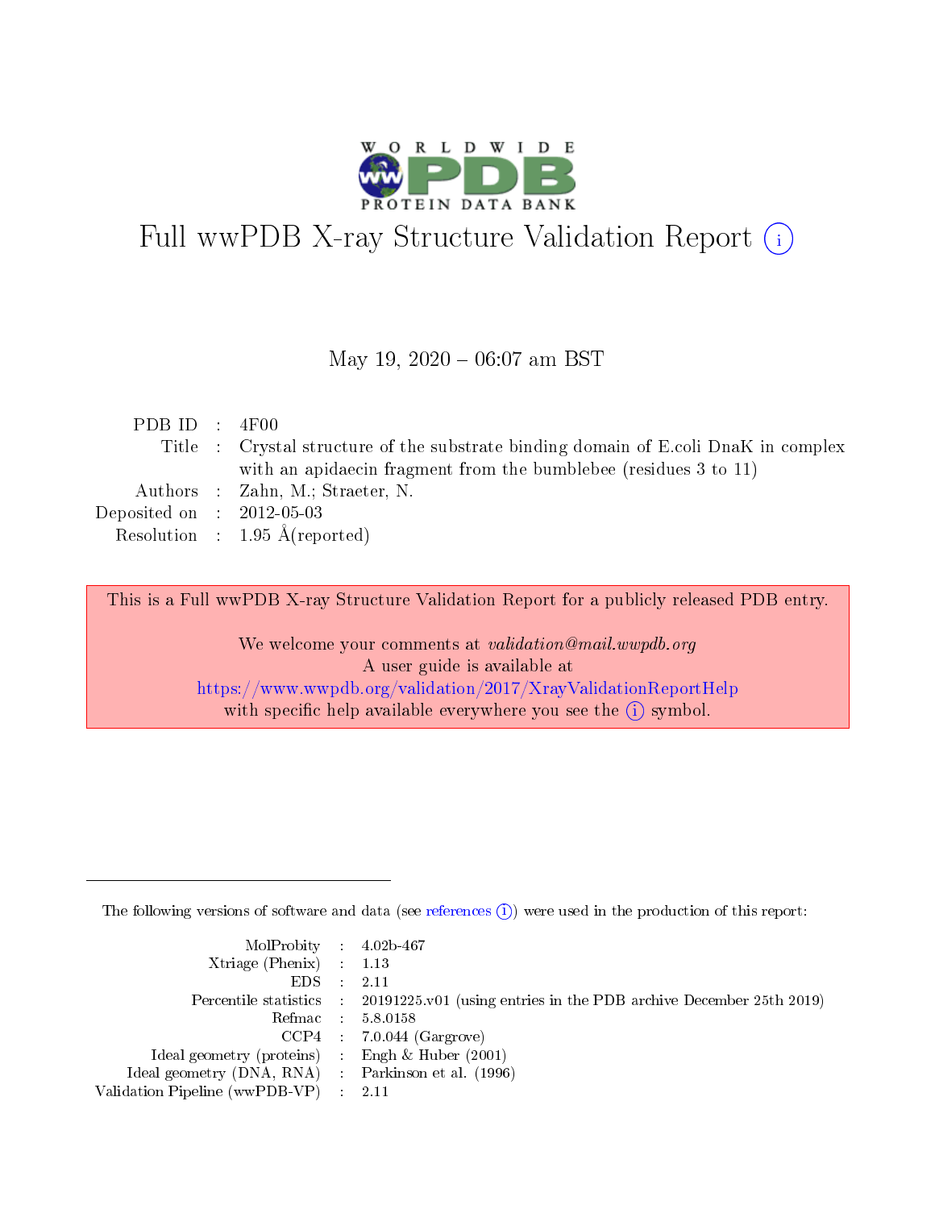# Full wwPDB X-ray Structure Validation Report (i)

May 19, 2020 – 06:07 am BST

| | | |
|---|---|---|
| PDB ID | : | 4F00 |
| Title | : | Crystal structure of the substrate binding domain of E.coli DnaK in complex with an apidaecin fragment from the bumblebee (residues 3 to 11) |
| Authors | : | Zahn, M.; Straeter, N. |
| Deposited on | : | 2012-05-03 |
| Resolution | : | 1.95 Å(reported) |

This is a Full wwPDB X-ray Structure Validation Report for a publicly released PDB entry.

We welcome your comments at *validation@mail.wwpdb.org*
A user guide is available at
https://www.wwpdb.org/validation/2017/XrayValidationReportHelp
with specific help available everywhere you see the (i) symbol.

The following versions of software and data (see references (i)) were used in the production of this report:

| | | |
|---|---|---|
| MolProbity | : | 4.02b-467 |
| Xtriage (Phenix) | : | 1.13 |
| EDS | : | 2.11 |
| Percentile statistics | : | 20191225.v01 (using entries in the PDB archive December 25th 2019) |
| Refmac | : | 5.8.0158 |
| CCP4 | : | 7.0.044 (Gargrove) |
| Ideal geometry (proteins) | : | Engh & Huber (2001) |
| Ideal geometry (DNA, RNA) | : | Parkinson et al. (1996) |
| Validation Pipeline (wwPDB-VP) | : | 2.11 |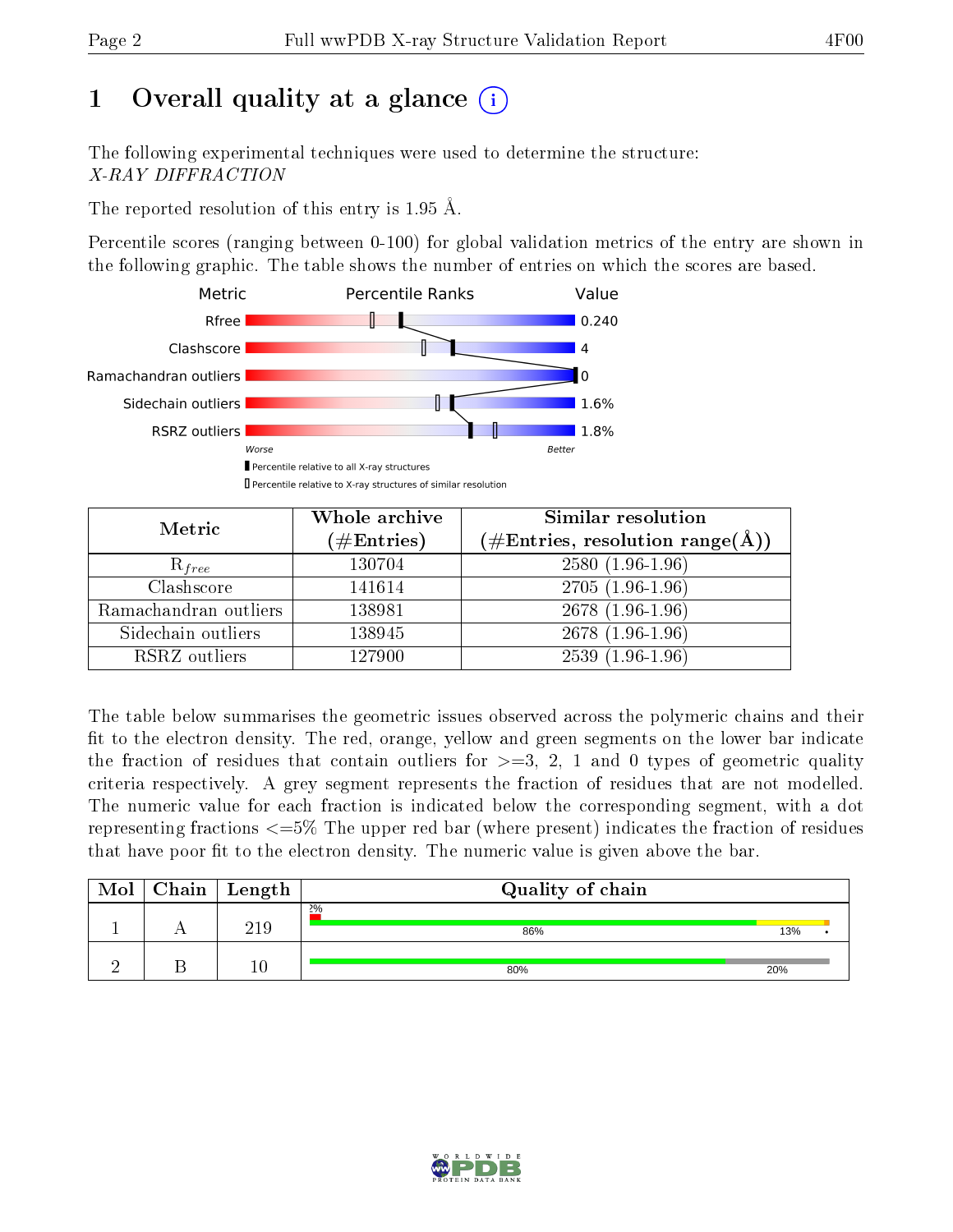# 1 Overall quality at a glance (i)

The following experimental techniques were used to determine the structure:
*X-RAY DIFFRACTION*

The reported resolution of this entry is 1.95 Å.

Percentile scores (ranging between 0-100) for global validation metrics of the entry are shown in the following graphic. The table shows the number of entries on which the scores are based.

| Metric | Value |
|---|---|
| Rfree | 0.240 |
| Clashscore | 4 |
| Ramachandran outliers | 0 |
| Sidechain outliers | 1.6% |
| RSRZ outliers | 1.8% |

Worse — Better

▮ Percentile relative to all X-ray structures
▯ Percentile relative to X-ray structures of similar resolution

| Metric | Whole archive (#Entries) | Similar resolution (#Entries, resolution range(Å)) |
|---|---|---|
| $R_{free}$ | 130704 | 2580 (1.96-1.96) |
| Clashscore | 141614 | 2705 (1.96-1.96) |
| Ramachandran outliers | 138981 | 2678 (1.96-1.96) |
| Sidechain outliers | 138945 | 2678 (1.96-1.96) |
| RSRZ outliers | 127900 | 2539 (1.96-1.96) |

The table below summarises the geometric issues observed across the polymeric chains and their fit to the electron density. The red, orange, yellow and green segments on the lower bar indicate the fraction of residues that contain outliers for >=3, 2, 1 and 0 types of geometric quality criteria respectively. A grey segment represents the fraction of residues that are not modelled. The numeric value for each fraction is indicated below the corresponding segment, with a dot representing fractions <=5% The upper red bar (where present) indicates the fraction of residues that have poor fit to the electron density. The numeric value is given above the bar.

| Mol | Chain | Length | Quality of chain |
|---|---|---|---|
| 1 | A | 219 | 2%; 86%, 13%, • |
| 2 | B | 10 | 80%, 20% |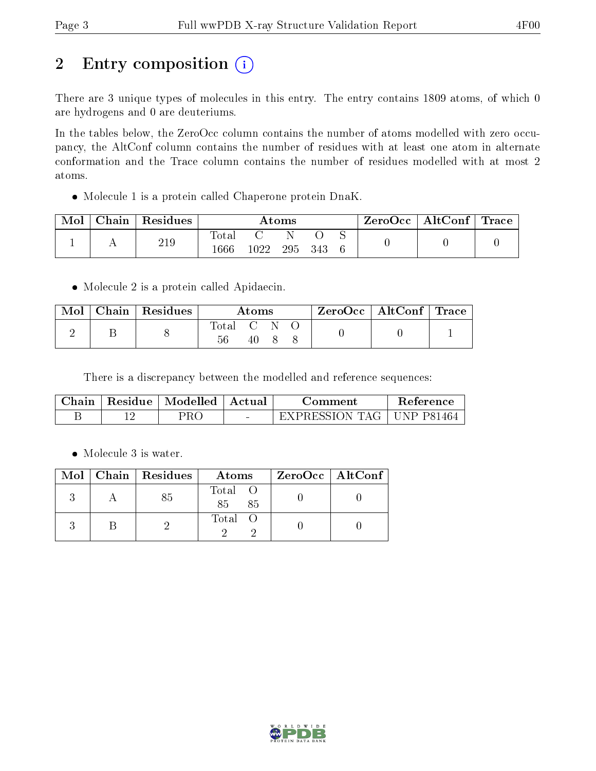# 2 Entry composition (i)

There are 3 unique types of molecules in this entry. The entry contains 1809 atoms, of which 0 are hydrogens and 0 are deuteriums.

In the tables below, the ZeroOcc column contains the number of atoms modelled with zero occupancy, the AltConf column contains the number of residues with at least one atom in alternate conformation and the Trace column contains the number of residues modelled with at most 2 atoms.

- Molecule 1 is a protein called Chaperone protein DnaK.

| Mol | Chain | Residues | Atoms | | | | | ZeroOcc | AltConf | Trace |
|---|---|---|---|---|---|---|---|---|---|---|
| 1 | A | 219 | Total<br>1666 | C<br>1022 | N<br>295 | O<br>343 | S<br>6 | 0 | 0 | 0 |

- Molecule 2 is a protein called Apidaecin.

| Mol | Chain | Residues | Atoms | | | | ZeroOcc | AltConf | Trace |
|---|---|---|---|---|---|---|---|---|---|
| 2 | B | 8 | Total<br>56 | C<br>40 | N<br>8 | O<br>8 | 0 | 0 | 1 |

There is a discrepancy between the modelled and reference sequences:

| Chain | Residue | Modelled | Actual | Comment | Reference |
|---|---|---|---|---|---|
| B | 12 | PRO | - | EXPRESSION TAG | UNP P81464 |

- Molecule 3 is water.

| Mol | Chain | Residues | Atoms | | ZeroOcc | AltConf |
|---|---|---|---|---|---|---|
| 3 | A | 85 | Total<br>85 | O<br>85 | 0 | 0 |
| 3 | B | 2 | Total<br>2 | O<br>2 | 0 | 0 |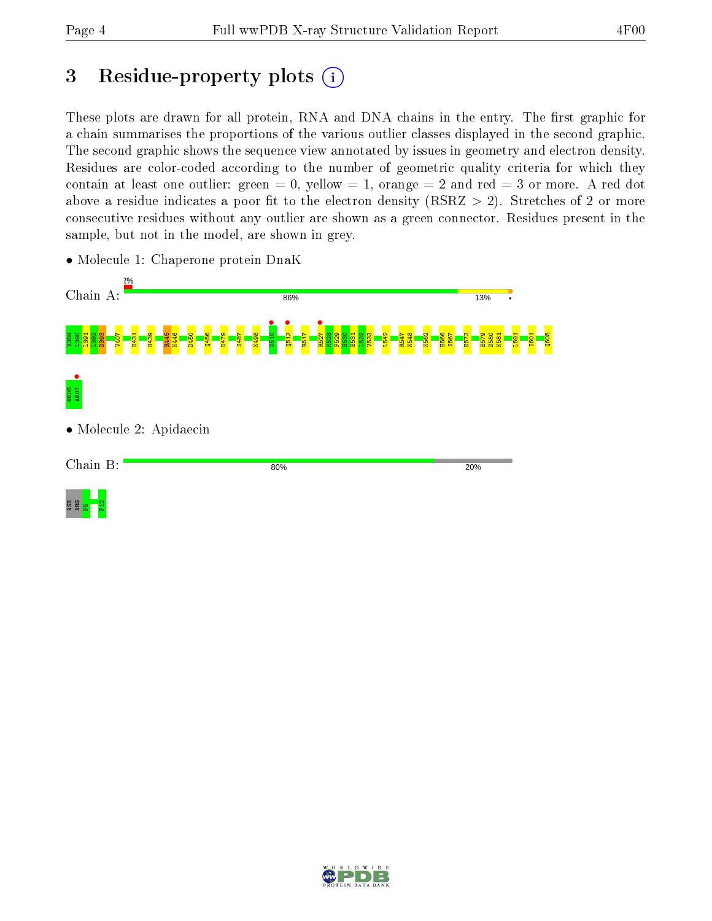# 3 Residue-property plots

These plots are drawn for all protein, RNA and DNA chains in the entry. The first graphic for a chain summarises the proportions of the various outlier classes displayed in the second graphic. The second graphic shows the sequence view annotated by issues in geometry and electron density. Residues are color-coded according to the number of geometric quality criteria for which they contain at least one outlier: green = 0, yellow = 1, orange = 2 and red = 3 or more. A red dot above a residue indicates a poor fit to the electron density (RSRZ > 2). Stretches of 2 or more consecutive residues without any outlier are shown as a green connector. Residues present in the sample, but not in the model, are shown in grey.

- Molecule 1: Chaperone protein DnaK

Chain A: 2% | 86% | 13% | •

V389 L390 L391 L392 D393 V407 D431 H439 R445 K446 D450 Q456 D479 S487 K498 D510 Q513 R517 R527 K528 F529 E530 E531 L532 V533 L542 R547 K548 K562 E566 S567 E573 E579 D580 K581 L591 I601 Q605 H606 A607

- Molecule 2: Apidaecin

Chain B: 80% | 20%

ASN ARG P5 P12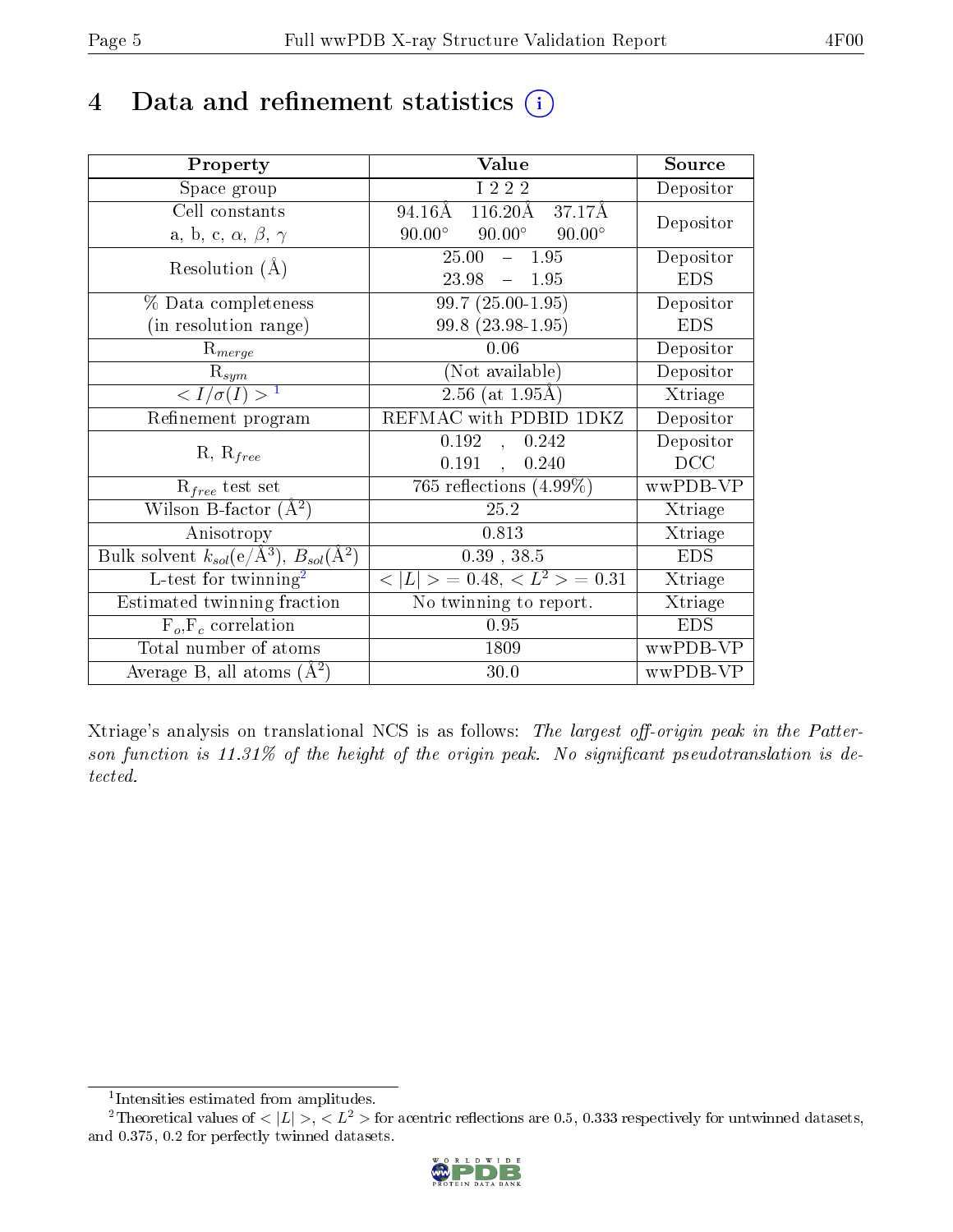# 4 Data and refinement statistics

| Property | Value | Source |
|---|---|---|
| Space group | I 2 2 2 | Depositor |
| Cell constants<br>a, b, c, $\alpha$, $\beta$, $\gamma$ | 94.16Å 116.20Å 37.17Å<br>90.00° 90.00° 90.00° | Depositor |
| Resolution (Å) | 25.00 – 1.95<br>23.98 – 1.95 | Depositor<br>EDS |
| % Data completeness<br>(in resolution range) | 99.7 (25.00-1.95)<br>99.8 (23.98-1.95) | Depositor<br>EDS |
| $R_{merge}$ | 0.06 | Depositor |
| $R_{sym}$ | (Not available) | Depositor |
| $< I/\sigma(I) >$ [1] | 2.56 (at 1.95Å) | Xtriage |
| Refinement program | REFMAC with PDBID 1DKZ | Depositor |
| R, $R_{free}$ | 0.192 , 0.242<br>0.191 , 0.240 | Depositor<br>DCC |
| $R_{free}$ test set | 765 reflections (4.99%) | wwPDB-VP |
| Wilson B-factor (Å$^2$) | 25.2 | Xtriage |
| Anisotropy | 0.813 | Xtriage |
| Bulk solvent $k_{sol}$(e/Å$^3$), $B_{sol}$(Å$^2$) | 0.39 , 38.5 | EDS |
| L-test for twinning[2] | $< \|L\| >$ = 0.48, $< L^2 >$ = 0.31 | Xtriage |
| Estimated twinning fraction | No twinning to report. | Xtriage |
| $F_o$,$F_c$ correlation | 0.95 | EDS |
| Total number of atoms | 1809 | wwPDB-VP |
| Average B, all atoms (Å$^2$) | 30.0 | wwPDB-VP |

Xtriage's analysis on translational NCS is as follows: *The largest off-origin peak in the Patterson function is 11.31% of the height of the origin peak. No significant pseudotranslation is detected.*

[1] Intensities estimated from amplitudes.

[2] Theoretical values of $< |L| >$, $< L^2 >$ for acentric reflections are 0.5, 0.333 respectively for untwinned datasets, and 0.375, 0.2 for perfectly twinned datasets.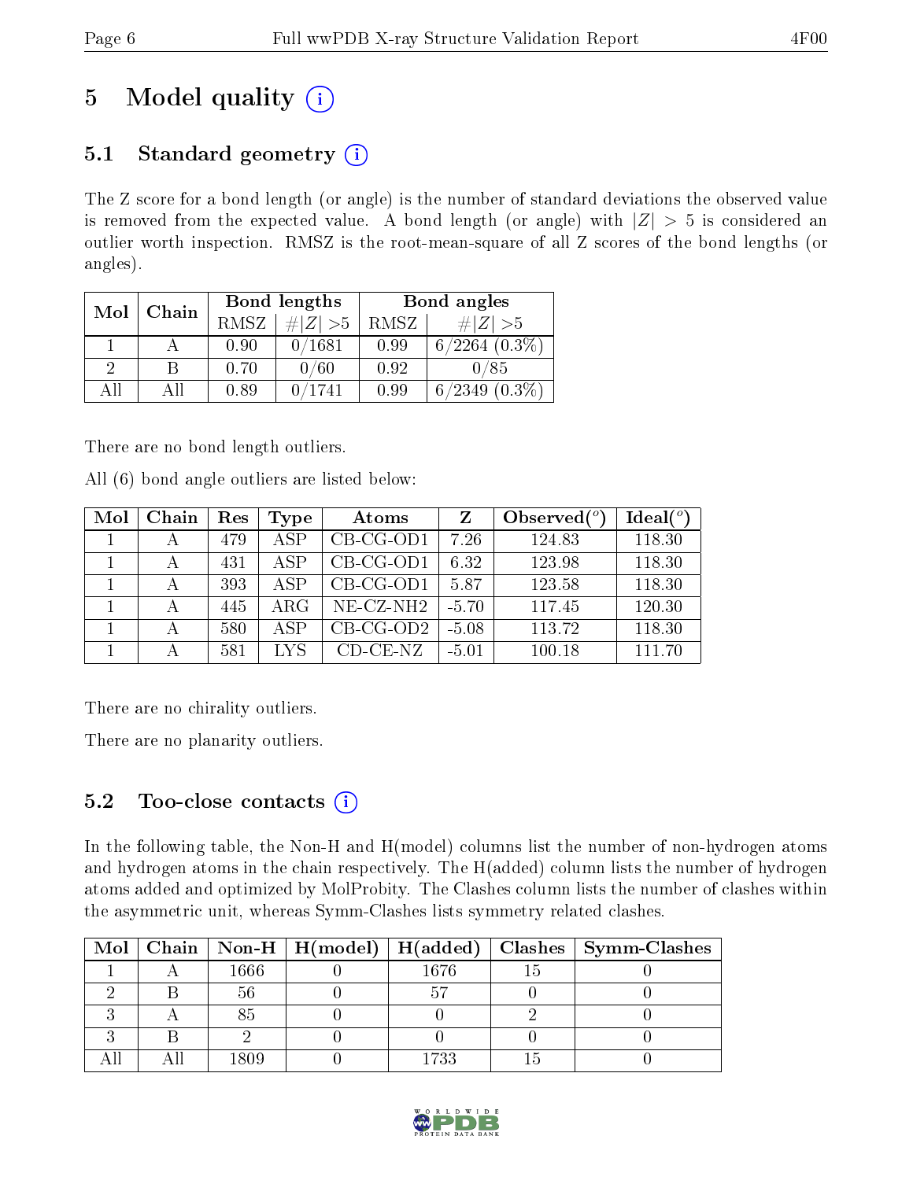# 5 Model quality (i)

## 5.1 Standard geometry (i)

The Z score for a bond length (or angle) is the number of standard deviations the observed value is removed from the expected value. A bond length (or angle) with $|Z| > 5$ is considered an outlier worth inspection. RMSZ is the root-mean-square of all Z scores of the bond lengths (or angles).

| Mol | Chain | Bond lengths | | Bond angles | |
|---|---|---|---|---|---|
| | | RMSZ | #$\|Z\|$ >5 | RMSZ | #$\|Z\|$ >5 |
| 1 | A | 0.90 | 0/1681 | 0.99 | 6/2264 (0.3%) |
| 2 | B | 0.70 | 0/60 | 0.92 | 0/85 |
| All | All | 0.89 | 0/1741 | 0.99 | 6/2349 (0.3%) |

There are no bond length outliers.

All (6) bond angle outliers are listed below:

| Mol | Chain | Res | Type | Atoms | Z | Observed(°) | Ideal(°) |
|---|---|---|---|---|---|---|---|
| 1 | A | 479 | ASP | CB-CG-OD1 | 7.26 | 124.83 | 118.30 |
| 1 | A | 431 | ASP | CB-CG-OD1 | 6.32 | 123.98 | 118.30 |
| 1 | A | 393 | ASP | CB-CG-OD1 | 5.87 | 123.58 | 118.30 |
| 1 | A | 445 | ARG | NE-CZ-NH2 | -5.70 | 117.45 | 120.30 |
| 1 | A | 580 | ASP | CB-CG-OD2 | -5.08 | 113.72 | 118.30 |
| 1 | A | 581 | LYS | CD-CE-NZ | -5.01 | 100.18 | 111.70 |

There are no chirality outliers.

There are no planarity outliers.

## 5.2 Too-close contacts (i)

In the following table, the Non-H and H(model) columns list the number of non-hydrogen atoms and hydrogen atoms in the chain respectively. The H(added) column lists the number of hydrogen atoms added and optimized by MolProbity. The Clashes column lists the number of clashes within the asymmetric unit, whereas Symm-Clashes lists symmetry related clashes.

| Mol | Chain | Non-H | H(model) | H(added) | Clashes | Symm-Clashes |
|---|---|---|---|---|---|---|
| 1 | A | 1666 | 0 | 1676 | 15 | 0 |
| 2 | B | 56 | 0 | 57 | 0 | 0 |
| 3 | A | 85 | 0 | 0 | 2 | 0 |
| 3 | B | 2 | 0 | 0 | 0 | 0 |
| All | All | 1809 | 0 | 1733 | 15 | 0 |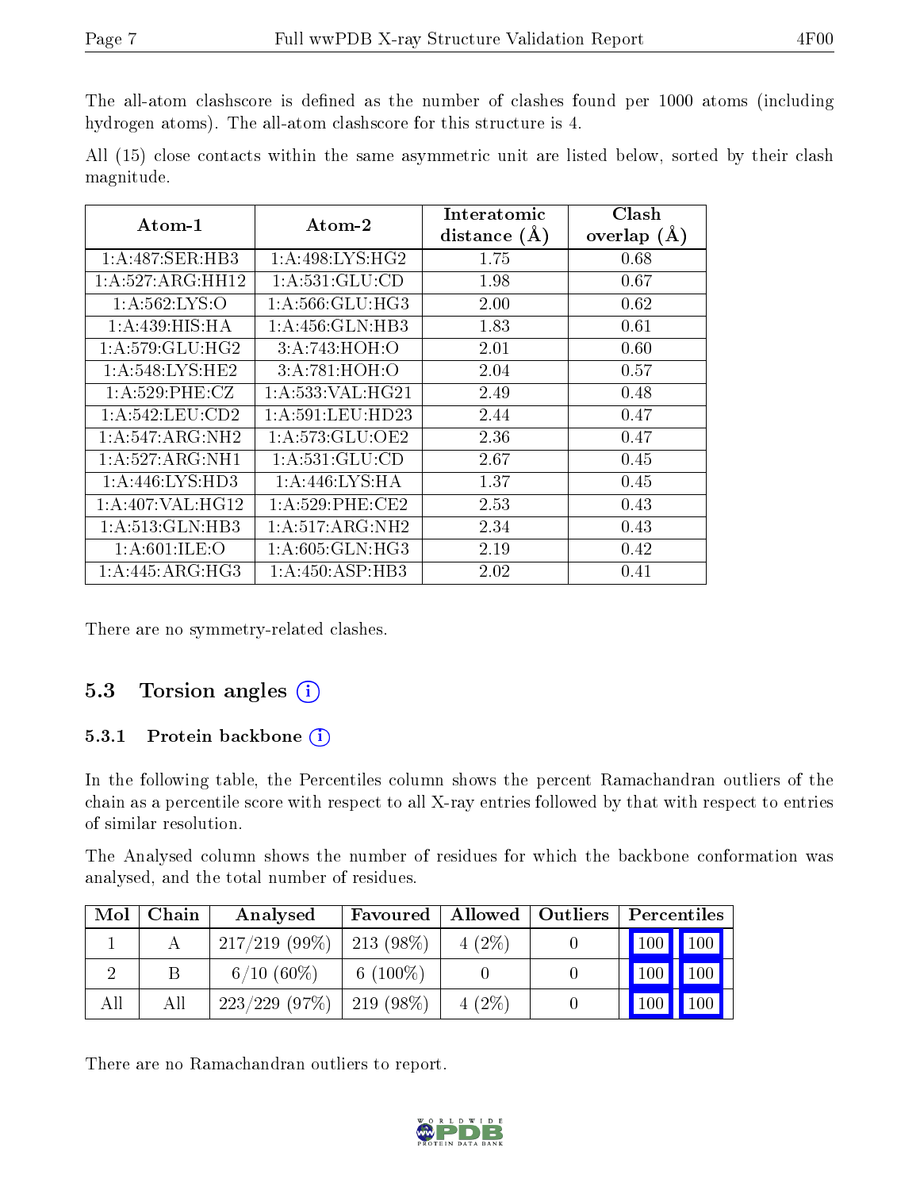The all-atom clashscore is defined as the number of clashes found per 1000 atoms (including hydrogen atoms). The all-atom clashscore for this structure is 4.

All (15) close contacts within the same asymmetric unit are listed below, sorted by their clash magnitude.

| Atom-1 | Atom-2 | Interatomic distance (Å) | Clash overlap (Å) |
|---|---|---|---|
| 1:A:487:SER:HB3 | 1:A:498:LYS:HG2 | 1.75 | 0.68 |
| 1:A:527:ARG:HH12 | 1:A:531:GLU:CD | 1.98 | 0.67 |
| 1:A:562:LYS:O | 1:A:566:GLU:HG3 | 2.00 | 0.62 |
| 1:A:439:HIS:HA | 1:A:456:GLN:HB3 | 1.83 | 0.61 |
| 1:A:579:GLU:HG2 | 3:A:743:HOH:O | 2.01 | 0.60 |
| 1:A:548:LYS:HE2 | 3:A:781:HOH:O | 2.04 | 0.57 |
| 1:A:529:PHE:CZ | 1:A:533:VAL:HG21 | 2.49 | 0.48 |
| 1:A:542:LEU:CD2 | 1:A:591:LEU:HD23 | 2.44 | 0.47 |
| 1:A:547:ARG:NH2 | 1:A:573:GLU:OE2 | 2.36 | 0.47 |
| 1:A:527:ARG:NH1 | 1:A:531:GLU:CD | 2.67 | 0.45 |
| 1:A:446:LYS:HD3 | 1:A:446:LYS:HA | 1.37 | 0.45 |
| 1:A:407:VAL:HG12 | 1:A:529:PHE:CE2 | 2.53 | 0.43 |
| 1:A:513:GLN:HB3 | 1:A:517:ARG:NH2 | 2.34 | 0.43 |
| 1:A:601:ILE:O | 1:A:605:GLN:HG3 | 2.19 | 0.42 |
| 1:A:445:ARG:HG3 | 1:A:450:ASP:HB3 | 2.02 | 0.41 |

There are no symmetry-related clashes.

## 5.3 Torsion angles

### 5.3.1 Protein backbone

In the following table, the Percentiles column shows the percent Ramachandran outliers of the chain as a percentile score with respect to all X-ray entries followed by that with respect to entries of similar resolution.

The Analysed column shows the number of residues for which the backbone conformation was analysed, and the total number of residues.

| Mol | Chain | Analysed | Favoured | Allowed | Outliers | Percentiles | |
|---|---|---|---|---|---|---|---|
| 1 | A | 217/219 (99%) | 213 (98%) | 4 (2%) | 0 | 100 | 100 |
| 2 | B | 6/10 (60%) | 6 (100%) | 0 | 0 | 100 | 100 |
| All | All | 223/229 (97%) | 219 (98%) | 4 (2%) | 0 | 100 | 100 |

There are no Ramachandran outliers to report.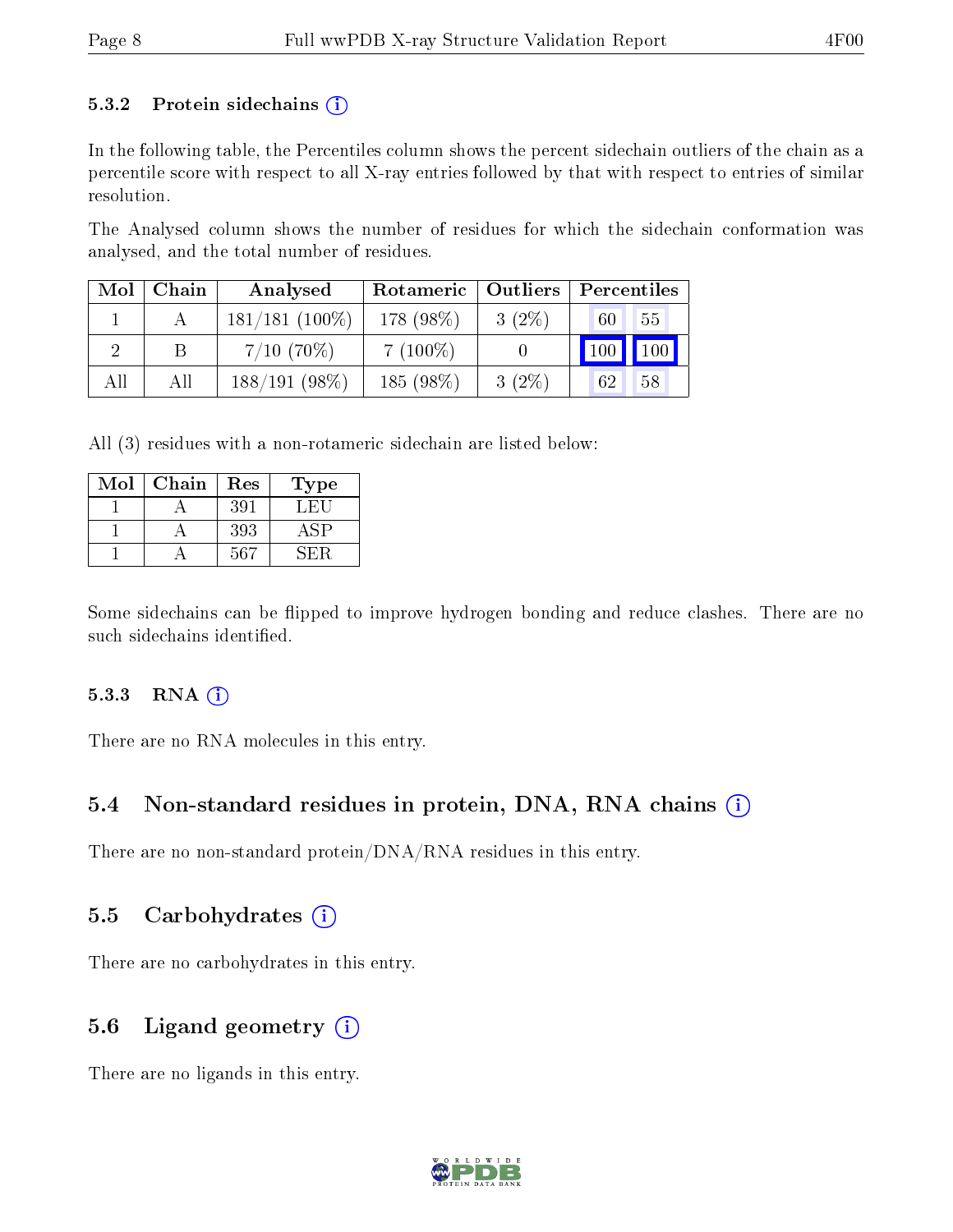### 5.3.2 Protein sidechains (i)

In the following table, the Percentiles column shows the percent sidechain outliers of the chain as a percentile score with respect to all X-ray entries followed by that with respect to entries of similar resolution.

The Analysed column shows the number of residues for which the sidechain conformation was analysed, and the total number of residues.

| Mol | Chain | Analysed | Rotameric | Outliers | Percentiles | |
|---|---|---|---|---|---|---|
| 1 | A | 181/181 (100%) | 178 (98%) | 3 (2%) | 60 | 55 |
| 2 | B | 7/10 (70%) | 7 (100%) | 0 | 100 | 100 |
| All | All | 188/191 (98%) | 185 (98%) | 3 (2%) | 62 | 58 |

All (3) residues with a non-rotameric sidechain are listed below:

| Mol | Chain | Res | Type |
|---|---|---|---|
| 1 | A | 391 | LEU |
| 1 | A | 393 | ASP |
| 1 | A | 567 | SER |

Some sidechains can be flipped to improve hydrogen bonding and reduce clashes. There are no such sidechains identified.

### 5.3.3 RNA (i)

There are no RNA molecules in this entry.

## 5.4 Non-standard residues in protein, DNA, RNA chains (i)

There are no non-standard protein/DNA/RNA residues in this entry.

## 5.5 Carbohydrates (i)

There are no carbohydrates in this entry.

## 5.6 Ligand geometry (i)

There are no ligands in this entry.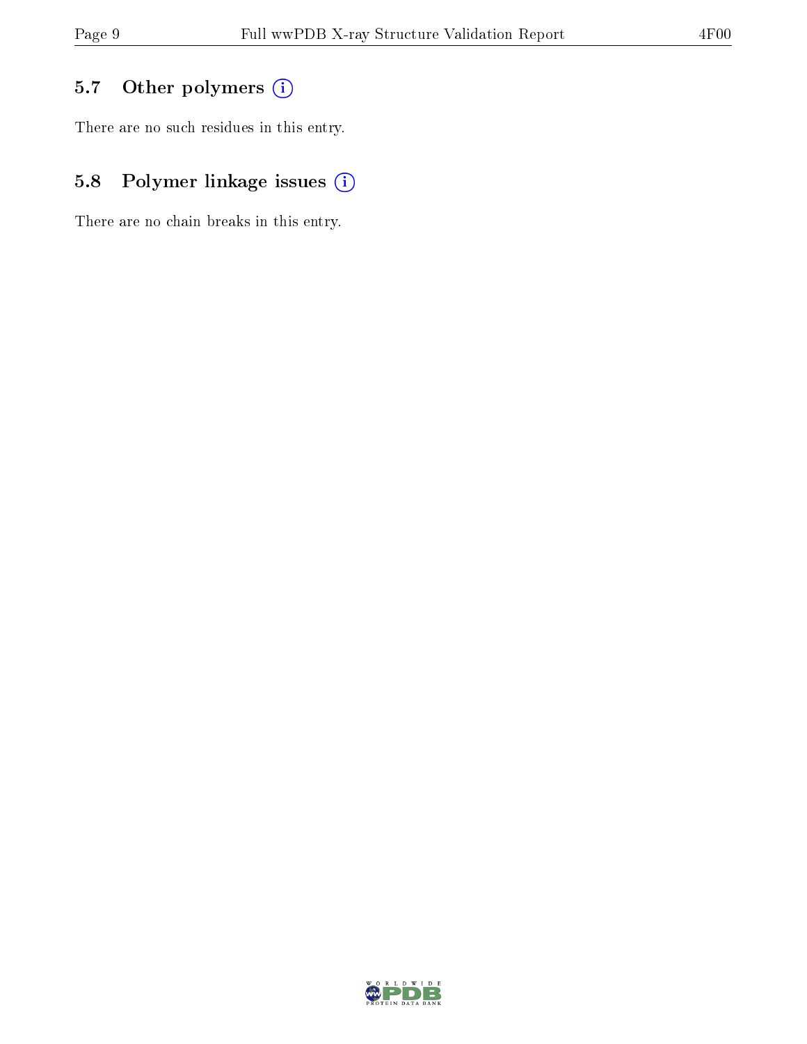### 5.7 Other polymers (i)

There are no such residues in this entry.

### 5.8 Polymer linkage issues (i)

There are no chain breaks in this entry.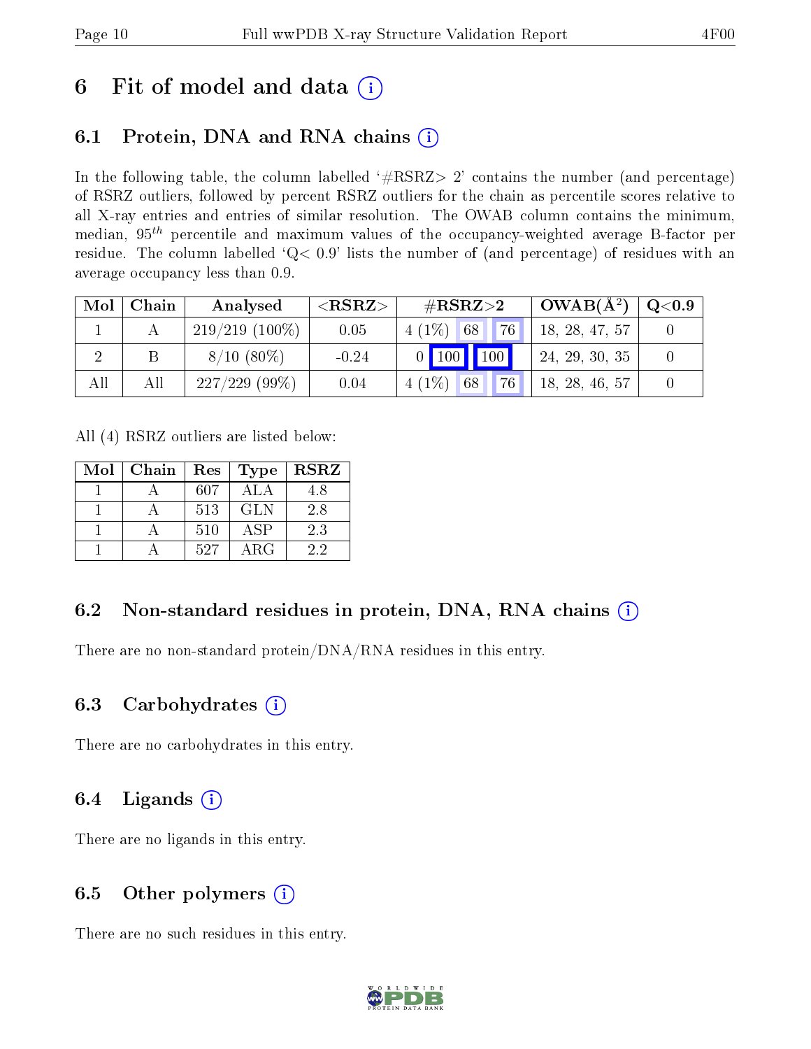# 6 Fit of model and data (i)

## 6.1 Protein, DNA and RNA chains (i)

In the following table, the column labelled '#RSRZ> 2' contains the number (and percentage) of RSRZ outliers, followed by percent RSRZ outliers for the chain as percentile scores relative to all X-ray entries and entries of similar resolution. The OWAB column contains the minimum, median, $95^{th}$ percentile and maximum values of the occupancy-weighted average B-factor per residue. The column labelled 'Q< 0.9' lists the number of (and percentage) of residues with an average occupancy less than 0.9.

| Mol | Chain | Analysed | <RSRZ> | #RSRZ>2 | | | OWAB(Å$^2$) | Q<0.9 |
|---|---|---|---|---|---|---|---|---|
| 1 | A | 219/219 (100%) | 0.05 | 4 (1%) | 68 | 76 | 18, 28, 47, 57 | 0 |
| 2 | B | 8/10 (80%) | -0.24 | 0 | 100 | 100 | 24, 29, 30, 35 | 0 |
| All | All | 227/229 (99%) | 0.04 | 4 (1%) | 68 | 76 | 18, 28, 46, 57 | 0 |

All (4) RSRZ outliers are listed below:

| Mol | Chain | Res | Type | RSRZ |
|---|---|---|---|---|
| 1 | A | 607 | ALA | 4.8 |
| 1 | A | 513 | GLN | 2.8 |
| 1 | A | 510 | ASP | 2.3 |
| 1 | A | 527 | ARG | 2.2 |

## 6.2 Non-standard residues in protein, DNA, RNA chains (i)

There are no non-standard protein/DNA/RNA residues in this entry.

## 6.3 Carbohydrates (i)

There are no carbohydrates in this entry.

## 6.4 Ligands (i)

There are no ligands in this entry.

## 6.5 Other polymers (i)

There are no such residues in this entry.